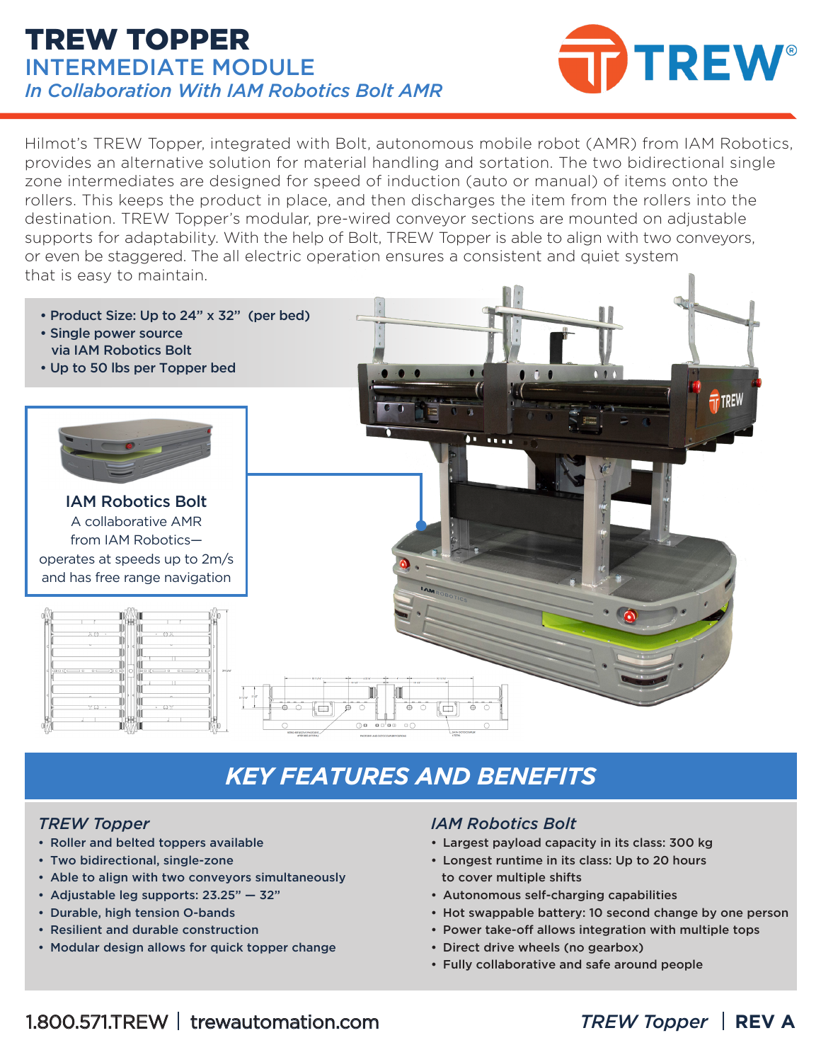# TREW TOPPER

## INTERMEDIATE MODULE

*In Collaboration With IAM Robotics Bolt AMR*

Hilmot's TREW Topper, integrated with Bolt, autonomous mobile robot (AMR) from IAM Robotics, provides an alternative solution for material handling and sortation. The two bidirectional single zone intermediates are designed for speed of induction (auto or manual) of items onto the rollers. This keeps the product in place, and then discharges the item from the rollers into the destination. TREW Topper's modular, pre-wired conveyor sections are mounted on adjustable supports for adaptability. With the help of Bolt, TREW Topper is able to align with two conveyors, or even be staggered. The all electric operation ensures a consistent and quiet system that is easy to maintain.

- **Product Size: Up to 24" x 32" (per bed)**
- **Single power source via IAM Robotics Bolt**
- **Up to 50 lbs per Topper bed**

**IAM Robotics Bolt**
A collaborative AMR from IAM Robotics— operates at speeds up to 2m/s and has free range navigation

## KEY FEATURES AND BENEFITS

### *TREW Topper*

- Roller and belted toppers available
- Two bidirectional, single-zone
- Able to align with two conveyors simultaneously
- Adjustable leg supports: 23.25" — 32"
- Durable, high tension O-bands
- Resilient and durable construction
- Modular design allows for quick topper change

### *IAM Robotics Bolt*

- Largest payload capacity in its class: 300 kg
- Longest runtime in its class: Up to 20 hours to cover multiple shifts
- Autonomous self-charging capabilities
- Hot swappable battery: 10 second change by one person
- Power take-off allows integration with multiple tops
- Direct drive wheels (no gearbox)
- Fully collaborative and safe around people

1.800.571.TREW | trewautomation.com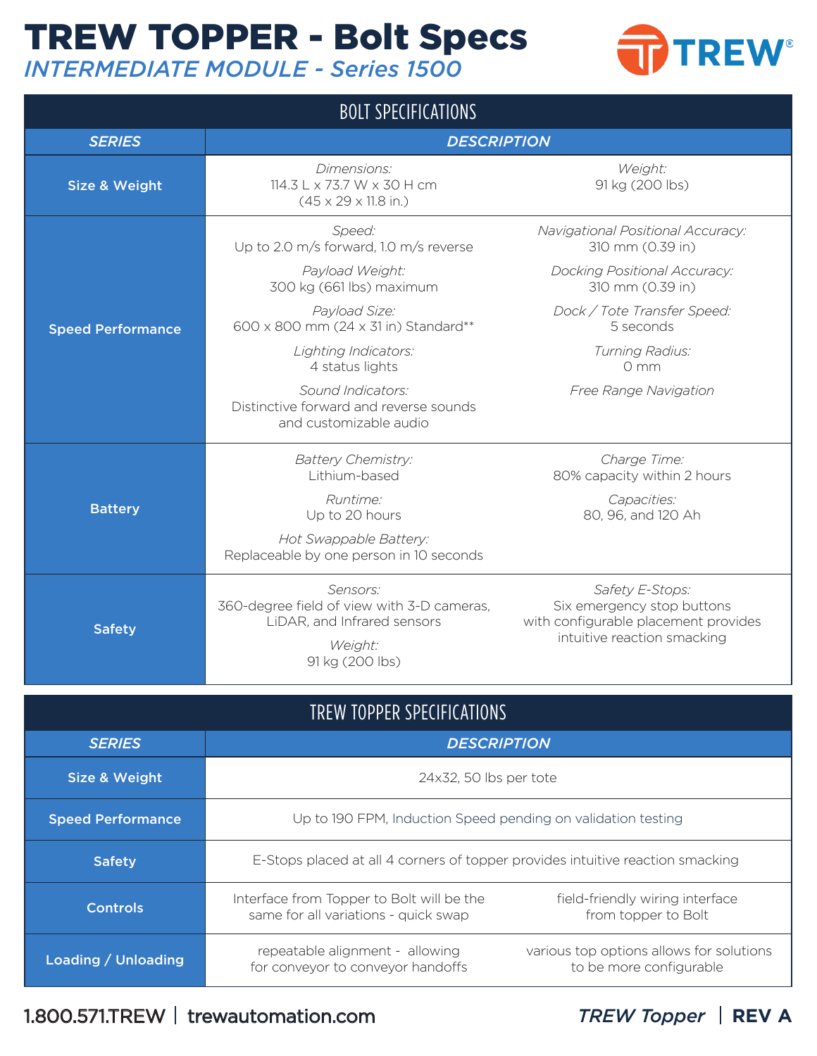# TREW TOPPER - Bolt Specs

## *INTERMEDIATE MODULE - Series 1500*

### BOLT SPECIFICATIONS

| *SERIES* | *DESCRIPTION* | |
|---|---|---|
| **Size & Weight** | *Dimensions:* 114.3 L x 73.7 W x 30 H cm (45 x 29 x 11.8 in.) | *Weight:* 91 kg (200 lbs) |
| **Speed Performance** | *Speed:* Up to 2.0 m/s forward, 1.0 m/s reverse<br>*Payload Weight:* 300 kg (661 lbs) maximum<br>*Payload Size:* 600 x 800 mm (24 x 31 in) Standard**<br>*Lighting Indicators:* 4 status lights<br>*Sound Indicators:* Distinctive forward and reverse sounds and customizable audio | *Navigational Positional Accuracy:* 310 mm (0.39 in)<br>*Docking Positional Accuracy:* 310 mm (0.39 in)<br>*Dock / Tote Transfer Speed:* 5 seconds<br>*Turning Radius:* 0 mm<br>*Free Range Navigation* |
| **Battery** | *Battery Chemistry:* Lithium-based<br>*Runtime:* Up to 20 hours<br>*Hot Swappable Battery:* Replaceable by one person in 10 seconds | *Charge Time:* 80% capacity within 2 hours<br>*Capacities:* 80, 96, and 120 Ah |
| **Safety** | *Sensors:* 360-degree field of view with 3-D cameras, LiDAR, and Infrared sensors<br>*Weight:* 91 kg (200 lbs) | *Safety E-Stops:* Six emergency stop buttons with configurable placement provides intuitive reaction smacking |

### TREW TOPPER SPECIFICATIONS

| *SERIES* | *DESCRIPTION* | |
|---|---|---|
| **Size & Weight** | 24x32, 50 lbs per tote | |
| **Speed Performance** | Up to 190 FPM, Induction Speed pending on validation testing | |
| **Safety** | E-Stops placed at all 4 corners of topper provides intuitive reaction smacking | |
| **Controls** | Interface from Topper to Bolt will be the same for all variations - quick swap | field-friendly wiring interface from topper to Bolt |
| **Loading / Unloading** | repeatable alignment - allowing for conveyor to conveyor handoffs | various top options allows for solutions to be more configurable |

1.800.571.TREW | trewautomation.com

*TREW Topper* | **REV A**